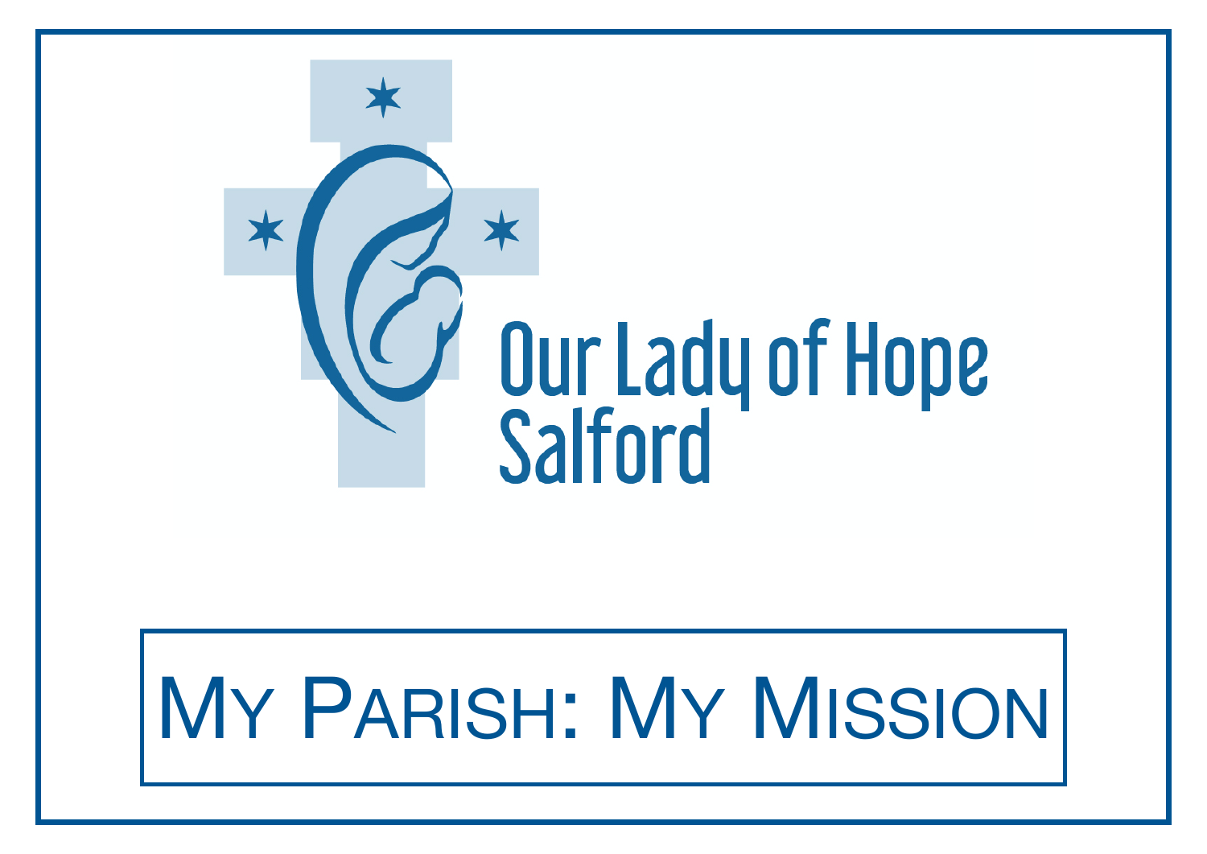# Our Lady of Hope Salford

## My Parish: My Mission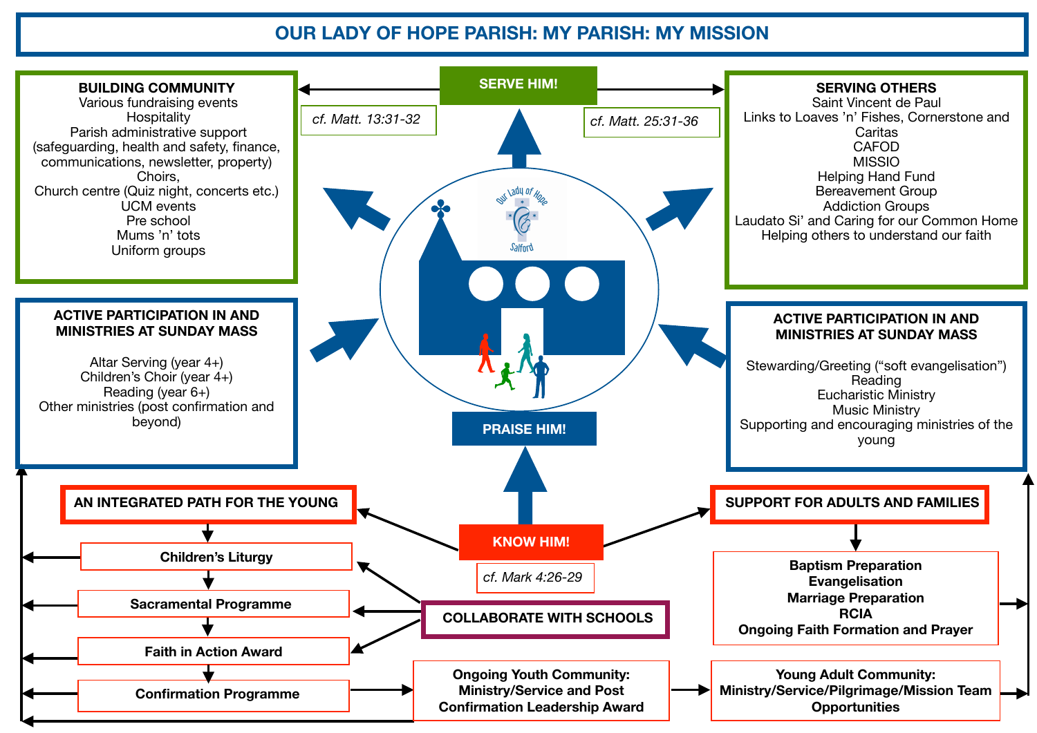# OUR LADY OF HOPE PARISH: MY PARISH: MY MISSION

## SERVE HIM!

### BUILDING COMMUNITY

*cf. Matt. 13:31-32*

- Various fundraising events
- Hospitality
- Parish administrative support (safeguarding, health and safety, finance, communications, newsletter, property)
- Choirs,
- Church centre (Quiz night, concerts etc.)
- UCM events
- Pre school
- Mums 'n' tots
- Uniform groups

### SERVING OTHERS

*cf. Matt. 25:31-36*

- Saint Vincent de Paul
- Links to Loaves 'n' Fishes, Cornerstone and Caritas
- CAFOD
- MISSIO
- Helping Hand Fund
- Bereavement Group
- Addiction Groups
- Laudato Si' and Caring for our Common Home
- Helping others to understand our faith

## PRAISE HIM!

### ACTIVE PARTICIPATION IN AND MINISTRIES AT SUNDAY MASS

- Altar Serving (year 4+)
- Children's Choir (year 4+)
- Reading (year 6+)
- Other ministries (post confirmation and beyond)

### ACTIVE PARTICIPATION IN AND MINISTRIES AT SUNDAY MASS

- Stewarding/Greeting ("soft evangelisation")
- Reading
- Eucharistic Ministry
- Music Ministry
- Supporting and encouraging ministries of the young

## KNOW HIM!

*cf. Mark 4:26-29*

### AN INTEGRATED PATH FOR THE YOUNG

- **Children's Liturgy**
- **Sacramental Programme**
- **Faith in Action Award**
- **Confirmation Programme**

### COLLABORATE WITH SCHOOLS

### SUPPORT FOR ADULTS AND FAMILIES

- **Baptism Preparation**
- **Evangelisation**
- **Marriage Preparation**
- **RCIA**
- **Ongoing Faith Formation and Prayer**

**Ongoing Youth Community: Ministry/Service and Post Confirmation Leadership Award**

**Young Adult Community: Ministry/Service/Pilgrimage/Mission Team Opportunities**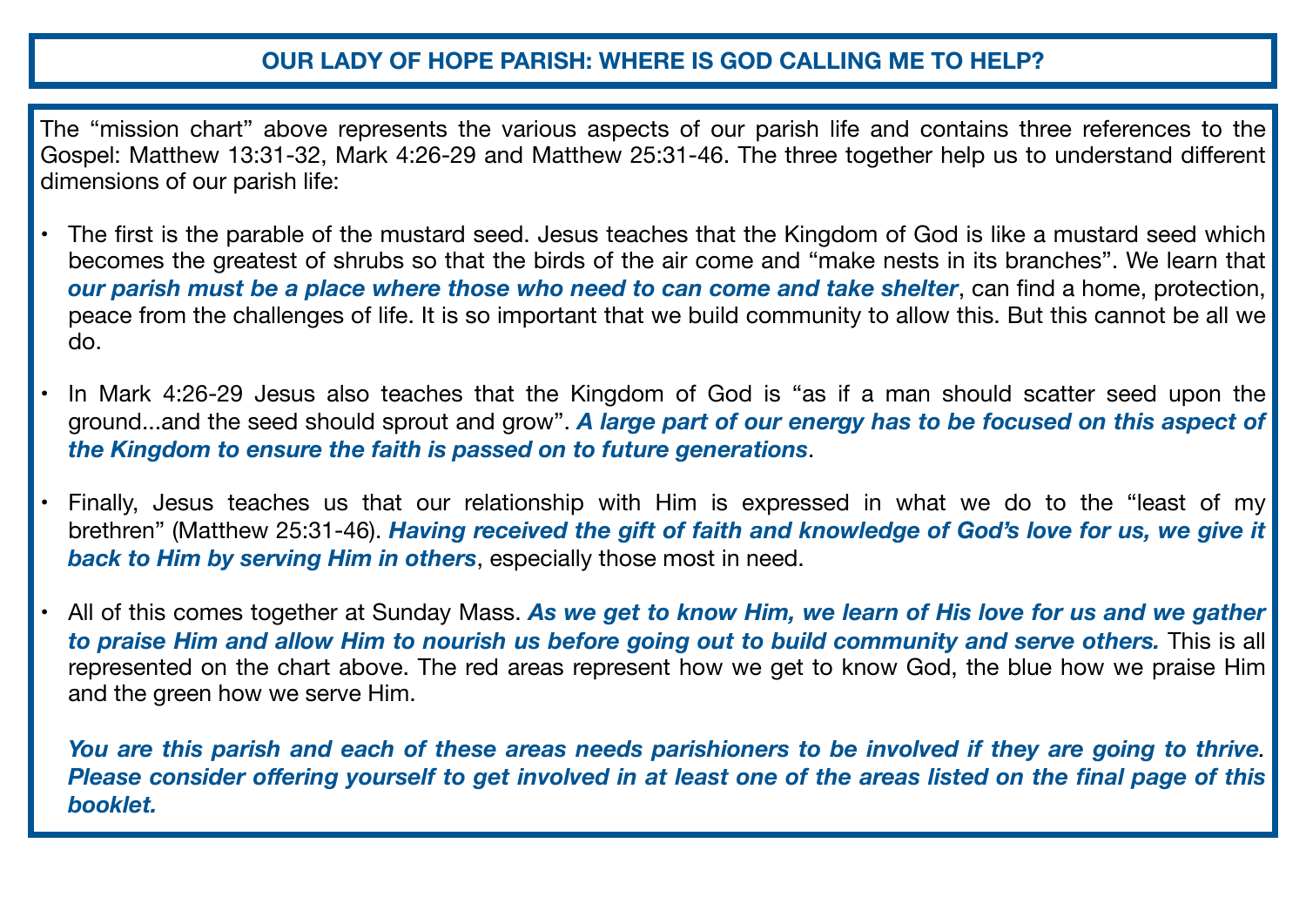# OUR LADY OF HOPE PARISH: WHERE IS GOD CALLING ME TO HELP?

The "mission chart" above represents the various aspects of our parish life and contains three references to the Gospel: Matthew 13:31-32, Mark 4:26-29 and Matthew 25:31-46. The three together help us to understand different dimensions of our parish life:

- The first is the parable of the mustard seed. Jesus teaches that the Kingdom of God is like a mustard seed which becomes the greatest of shrubs so that the birds of the air come and "make nests in its branches". We learn that ***our parish must be a place where those who need to can come and take shelter***, can find a home, protection, peace from the challenges of life. It is so important that we build community to allow this. But this cannot be all we do.
- In Mark 4:26-29 Jesus also teaches that the Kingdom of God is "as if a man should scatter seed upon the ground...and the seed should sprout and grow". ***A large part of our energy has to be focused on this aspect of the Kingdom to ensure the faith is passed on to future generations***.
- Finally, Jesus teaches us that our relationship with Him is expressed in what we do to the "least of my brethren" (Matthew 25:31-46). ***Having received the gift of faith and knowledge of God's love for us, we give it back to Him by serving Him in others***, especially those most in need.
- All of this comes together at Sunday Mass. ***As we get to know Him, we learn of His love for us and we gather to praise Him and allow Him to nourish us before going out to build community and serve others.*** This is all represented on the chart above. The red areas represent how we get to know God, the blue how we praise Him and the green how we serve Him.

***You are this parish and each of these areas needs parishioners to be involved if they are going to thrive. Please consider offering yourself to get involved in at least one of the areas listed on the final page of this booklet.***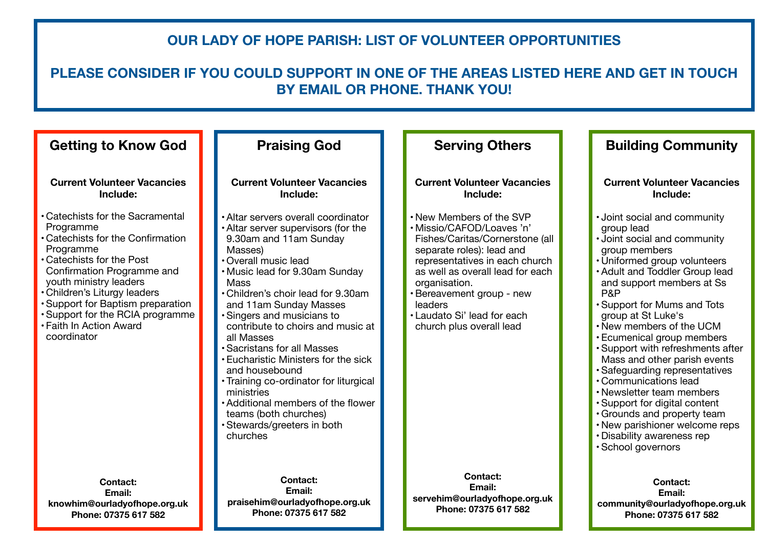# OUR LADY OF HOPE PARISH: LIST OF VOLUNTEER OPPORTUNITIES

**PLEASE CONSIDER IF YOU COULD SUPPORT IN ONE OF THE AREAS LISTED HERE AND GET IN TOUCH BY EMAIL OR PHONE. THANK YOU!**

## Getting to Know God

**Current Volunteer Vacancies Include:**

- Catechists for the Sacramental Programme
- Catechists for the Confirmation Programme
- Catechists for the Post Confirmation Programme and youth ministry leaders
- Children's Liturgy leaders
- Support for Baptism preparation
- Support for the RCIA programme
- Faith In Action Award coordinator

**Contact:**
**Email: knowhim@ourladyofhope.org.uk**
**Phone: 07375 617 582**

## Praising God

**Current Volunteer Vacancies Include:**

- Altar servers overall coordinator
- Altar server supervisors (for the 9.30am and 11am Sunday Masses)
- Overall music lead
- Music lead for 9.30am Sunday Mass
- Children's choir lead for 9.30am and 11am Sunday Masses
- Singers and musicians to contribute to choirs and music at all Masses
- Sacristans for all Masses
- Eucharistic Ministers for the sick and housebound
- Training co-ordinator for liturgical ministries
- Additional members of the flower teams (both churches)
- Stewards/greeters in both churches

**Contact:**
**Email: praisehim@ourladyofhope.org.uk**
**Phone: 07375 617 582**

## Serving Others

**Current Volunteer Vacancies Include:**

- New Members of the SVP
- Missio/CAFOD/Loaves 'n' Fishes/Caritas/Cornerstone (all separate roles): lead and representatives in each church as well as overall lead for each organisation.
- Bereavement group - new leaders
- Laudato Si' lead for each church plus overall lead

**Contact:**
**Email: servehim@ourladyofhope.org.uk**
**Phone: 07375 617 582**

## Building Community

**Current Volunteer Vacancies Include:**

- Joint social and community group lead
- Joint social and community group members
- Uniformed group volunteers
- Adult and Toddler Group lead and support members at Ss P&P
- Support for Mums and Tots group at St Luke's
- New members of the UCM
- Ecumenical group members
- Support with refreshments after Mass and other parish events
- Safeguarding representatives
- Communications lead
- Newsletter team members
- Support for digital content
- Grounds and property team
- New parishioner welcome reps
- Disability awareness rep
- School governors

**Contact:**
**Email: community@ourladyofhope.org.uk**
**Phone: 07375 617 582**